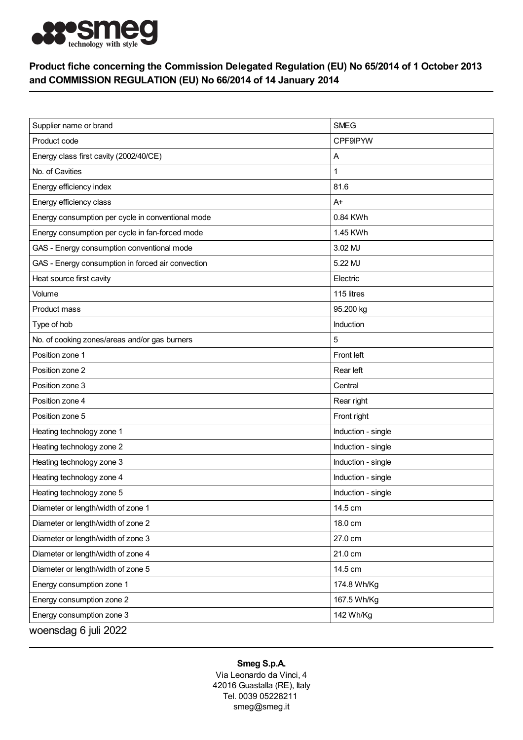# Product fiche concerning the Commission Delegated Regulation (EU) No 65/2014 of 1 October 2013 and COMMISSION REGULATION (EU) No 66/2014 of 14 January 2014

| | |
|---|---|
| Supplier name or brand | SMEG |
| Product code | CPF9IPYW |
| Energy class first cavity (2002/40/CE) | A |
| No. of Cavities | 1 |
| Energy efficiency index | 81.6 |
| Energy efficiency class | A+ |
| Energy consumption per cycle in conventional mode | 0.84 KWh |
| Energy consumption per cycle in fan-forced mode | 1.45 KWh |
| GAS - Energy consumption conventional mode | 3.02 MJ |
| GAS - Energy consumption in forced air convection | 5.22 MJ |
| Heat source first cavity | Electric |
| Volume | 115 litres |
| Product mass | 95.200 kg |
| Type of hob | Induction |
| No. of cooking zones/areas and/or gas burners | 5 |
| Position zone 1 | Front left |
| Position zone 2 | Rear left |
| Position zone 3 | Central |
| Position zone 4 | Rear right |
| Position zone 5 | Front right |
| Heating technology zone 1 | Induction - single |
| Heating technology zone 2 | Induction - single |
| Heating technology zone 3 | Induction - single |
| Heating technology zone 4 | Induction - single |
| Heating technology zone 5 | Induction - single |
| Diameter or length/width of zone 1 | 14.5 cm |
| Diameter or length/width of zone 2 | 18.0 cm |
| Diameter or length/width of zone 3 | 27.0 cm |
| Diameter or length/width of zone 4 | 21.0 cm |
| Diameter or length/width of zone 5 | 14.5 cm |
| Energy consumption zone 1 | 174.8 Wh/Kg |
| Energy consumption zone 2 | 167.5 Wh/Kg |
| Energy consumption zone 3 | 142 Wh/Kg |

woensdag 6 juli 2022

**Smeg S.p.A.**
Via Leonardo da Vinci, 4
42016 Guastalla (RE), Italy
Tel. 0039 05228211
smeg@smeg.it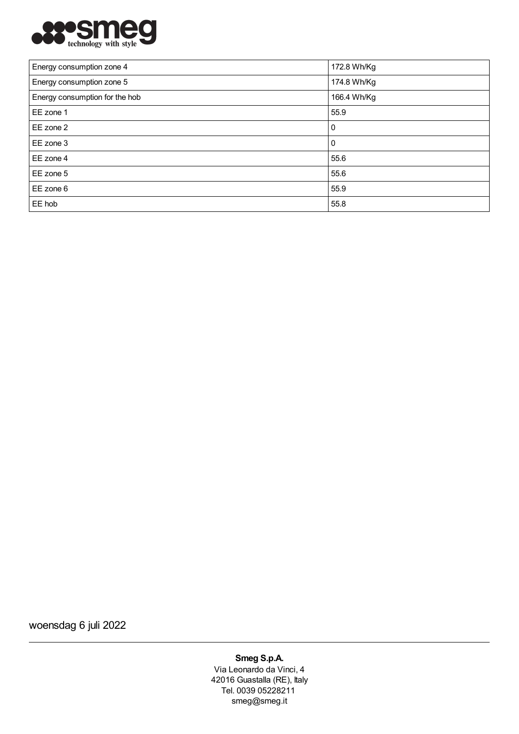| | |
|---|---|
| Energy consumption zone 4 | 172.8 Wh/Kg |
| Energy consumption zone 5 | 174.8 Wh/Kg |
| Energy consumption for the hob | 166.4 Wh/Kg |
| EE zone 1 | 55.9 |
| EE zone 2 | 0 |
| EE zone 3 | 0 |
| EE zone 4 | 55.6 |
| EE zone 5 | 55.6 |
| EE zone 6 | 55.9 |
| EE hob | 55.8 |

woensdag 6 juli 2022

**Smeg S.p.A.**
Via Leonardo da Vinci, 4
42016 Guastalla (RE), Italy
Tel. 0039 05228211
smeg@smeg.it